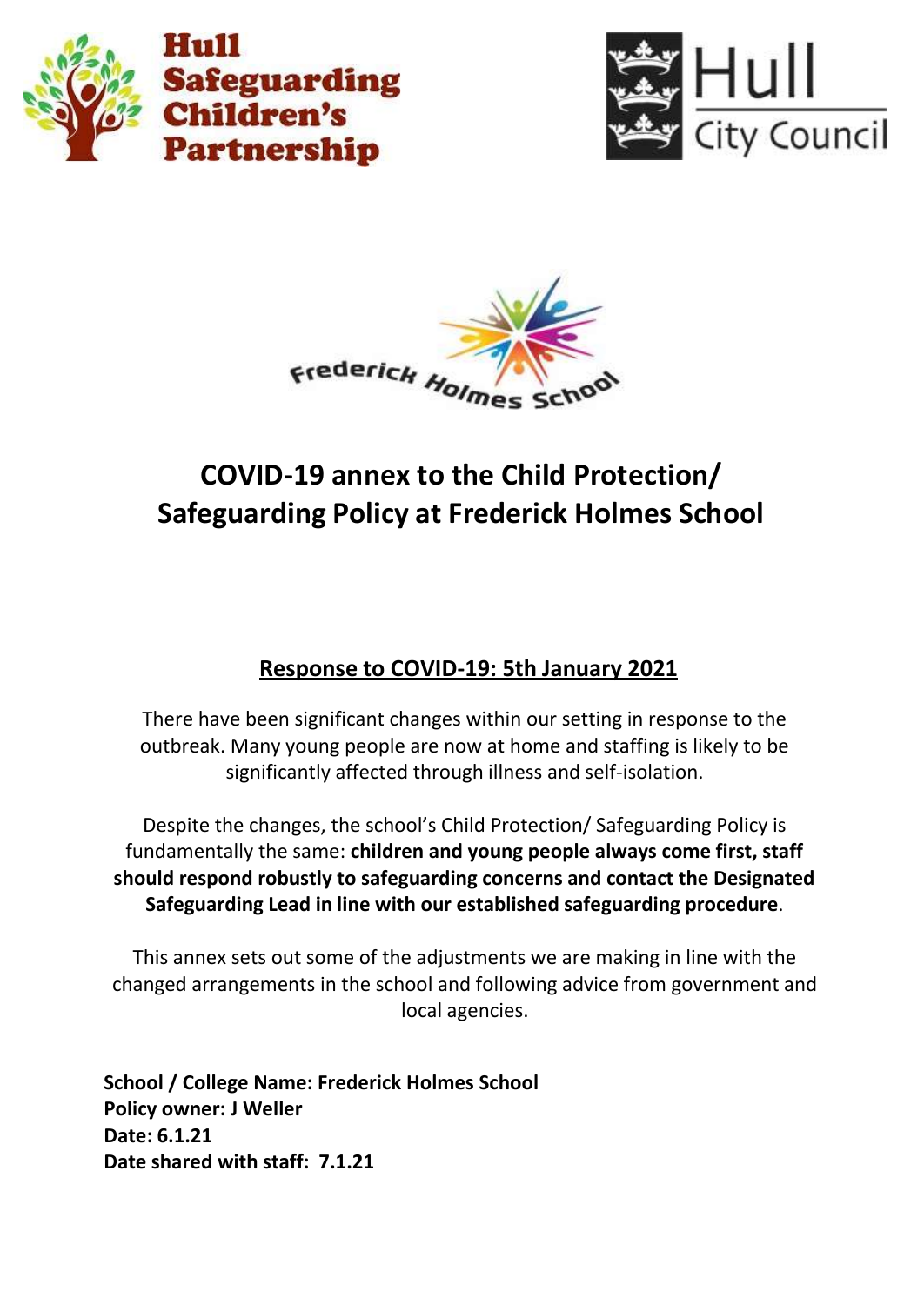Hull Safeguarding Children's Partnership

Hull City Council

Frederick Holmes School

# COVID-19 annex to the Child Protection/ Safeguarding Policy at Frederick Holmes School

## Response to COVID-19: 5th January 2021

There have been significant changes within our setting in response to the outbreak. Many young people are now at home and staffing is likely to be significantly affected through illness and self-isolation.

Despite the changes, the school's Child Protection/ Safeguarding Policy is fundamentally the same: **children and young people always come first, staff should respond robustly to safeguarding concerns and contact the Designated Safeguarding Lead in line with our established safeguarding procedure**.

This annex sets out some of the adjustments we are making in line with the changed arrangements in the school and following advice from government and local agencies.

**School / College Name: Frederick Holmes School**
**Policy owner: J Weller**
**Date: 6.1.21**
**Date shared with staff: 7.1.21**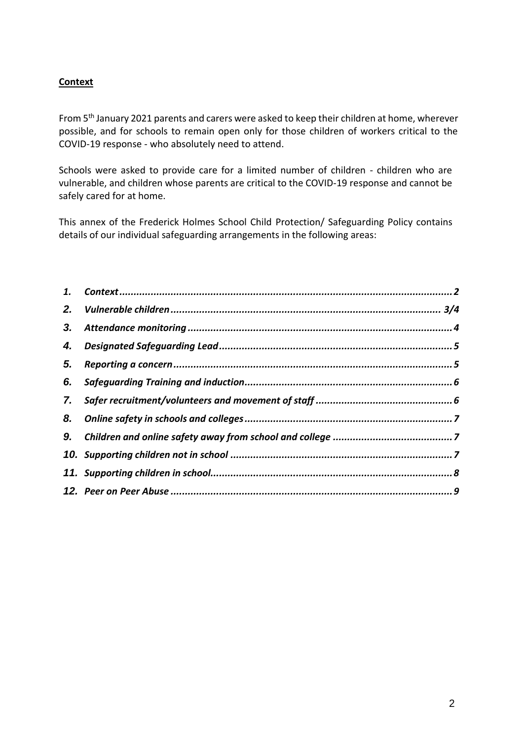## Context

From 5th January 2021 parents and carers were asked to keep their children at home, wherever possible, and for schools to remain open only for those children of workers critical to the COVID-19 response - who absolutely need to attend.

Schools were asked to provide care for a limited number of children - children who are vulnerable, and children whose parents are critical to the COVID-19 response and cannot be safely cared for at home.

This annex of the Frederick Holmes School Child Protection/ Safeguarding Policy contains details of our individual safeguarding arrangements in the following areas:

1. ***Context*** ........................................................................ **2**
2. ***Vulnerable children*** ........................................................... **3/4**
3. ***Attendance monitoring*** ........................................................ **4**
4. ***Designated Safeguarding Lead*** ................................................. **5**
5. ***Reporting a concern*** .......................................................... **5**
6. ***Safeguarding Training and induction*** ........................................ **6**
7. ***Safer recruitment/volunteers and movement of staff*** ........................ **6**
8. ***Online safety in schools and colleges*** ....................................... **7**
9. ***Children and online safety away from school and college*** ................... **7**
10. ***Supporting children not in school*** .......................................... **7**
11. ***Supporting children in school*** .............................................. **8**
12. ***Peer on Peer Abuse*** ......................................................... **9**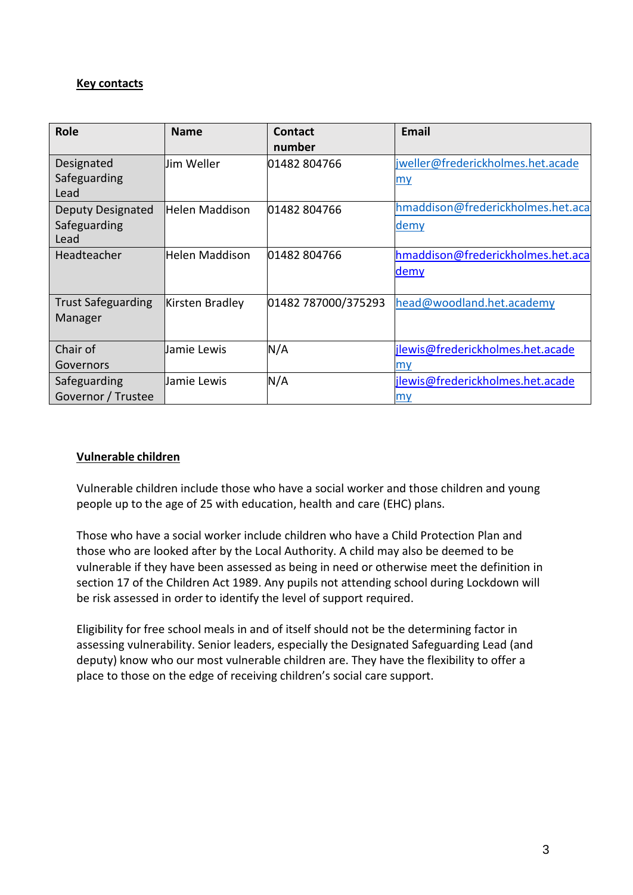**Key contacts**

| Role | Name | Contact number | Email |
|---|---|---|---|
| Designated Safeguarding Lead | Jim Weller | 01482 804766 | jweller@frederickholmes.het.academy |
| Deputy Designated Safeguarding Lead | Helen Maddison | 01482 804766 | hmaddison@frederickholmes.het.academy |
| Headteacher | Helen Maddison | 01482 804766 | hmaddison@frederickholmes.het.academy |
| Trust Safeguarding Manager | Kirsten Bradley | 01482 787000/375293 | head@woodland.het.academy |
| Chair of Governors | Jamie Lewis | N/A | jlewis@frederickholmes.het.academy |
| Safeguarding Governor / Trustee | Jamie Lewis | N/A | jlewis@frederickholmes.het.academy |

**Vulnerable children**

Vulnerable children include those who have a social worker and those children and young people up to the age of 25 with education, health and care (EHC) plans.

Those who have a social worker include children who have a Child Protection Plan and those who are looked after by the Local Authority. A child may also be deemed to be vulnerable if they have been assessed as being in need or otherwise meet the definition in section 17 of the Children Act 1989. Any pupils not attending school during Lockdown will be risk assessed in order to identify the level of support required.

Eligibility for free school meals in and of itself should not be the determining factor in assessing vulnerability. Senior leaders, especially the Designated Safeguarding Lead (and deputy) know who our most vulnerable children are. They have the flexibility to offer a place to those on the edge of receiving children's social care support.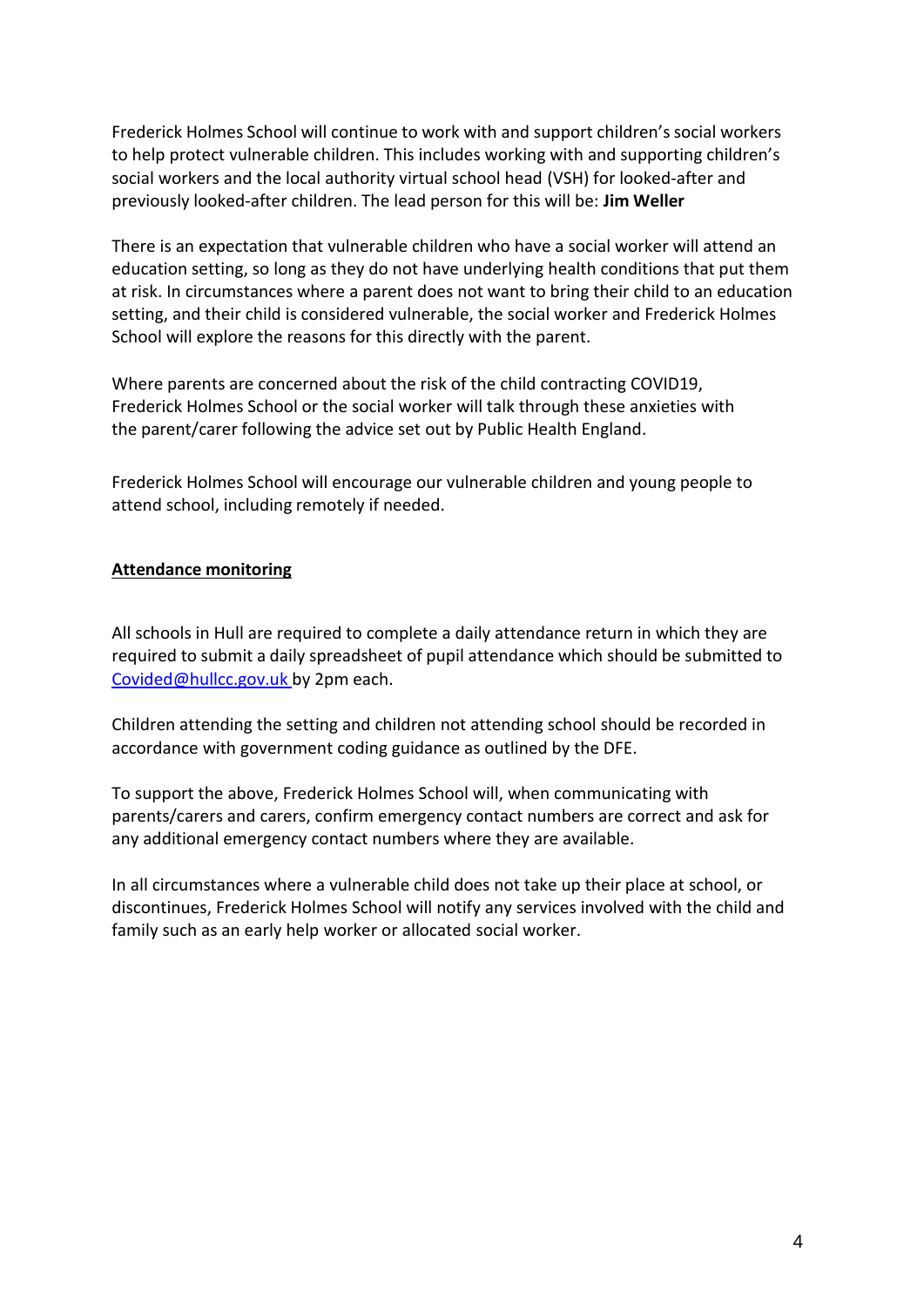Frederick Holmes School will continue to work with and support children's social workers to help protect vulnerable children. This includes working with and supporting children's social workers and the local authority virtual school head (VSH) for looked-after and previously looked-after children. The lead person for this will be: **Jim Weller**

There is an expectation that vulnerable children who have a social worker will attend an education setting, so long as they do not have underlying health conditions that put them at risk. In circumstances where a parent does not want to bring their child to an education setting, and their child is considered vulnerable, the social worker and Frederick Holmes School will explore the reasons for this directly with the parent.

Where parents are concerned about the risk of the child contracting COVID19, Frederick Holmes School or the social worker will talk through these anxieties with the parent/carer following the advice set out by Public Health England.

Frederick Holmes School will encourage our vulnerable children and young people to attend school, including remotely if needed.

**Attendance monitoring**

All schools in Hull are required to complete a daily attendance return in which they are required to submit a daily spreadsheet of pupil attendance which should be submitted to [Covided@hullcc.gov.uk](mailto:Covided@hullcc.gov.uk) by 2pm each.

Children attending the setting and children not attending school should be recorded in accordance with government coding guidance as outlined by the DFE.

To support the above, Frederick Holmes School will, when communicating with parents/carers and carers, confirm emergency contact numbers are correct and ask for any additional emergency contact numbers where they are available.

In all circumstances where a vulnerable child does not take up their place at school, or discontinues, Frederick Holmes School will notify any services involved with the child and family such as an early help worker or allocated social worker.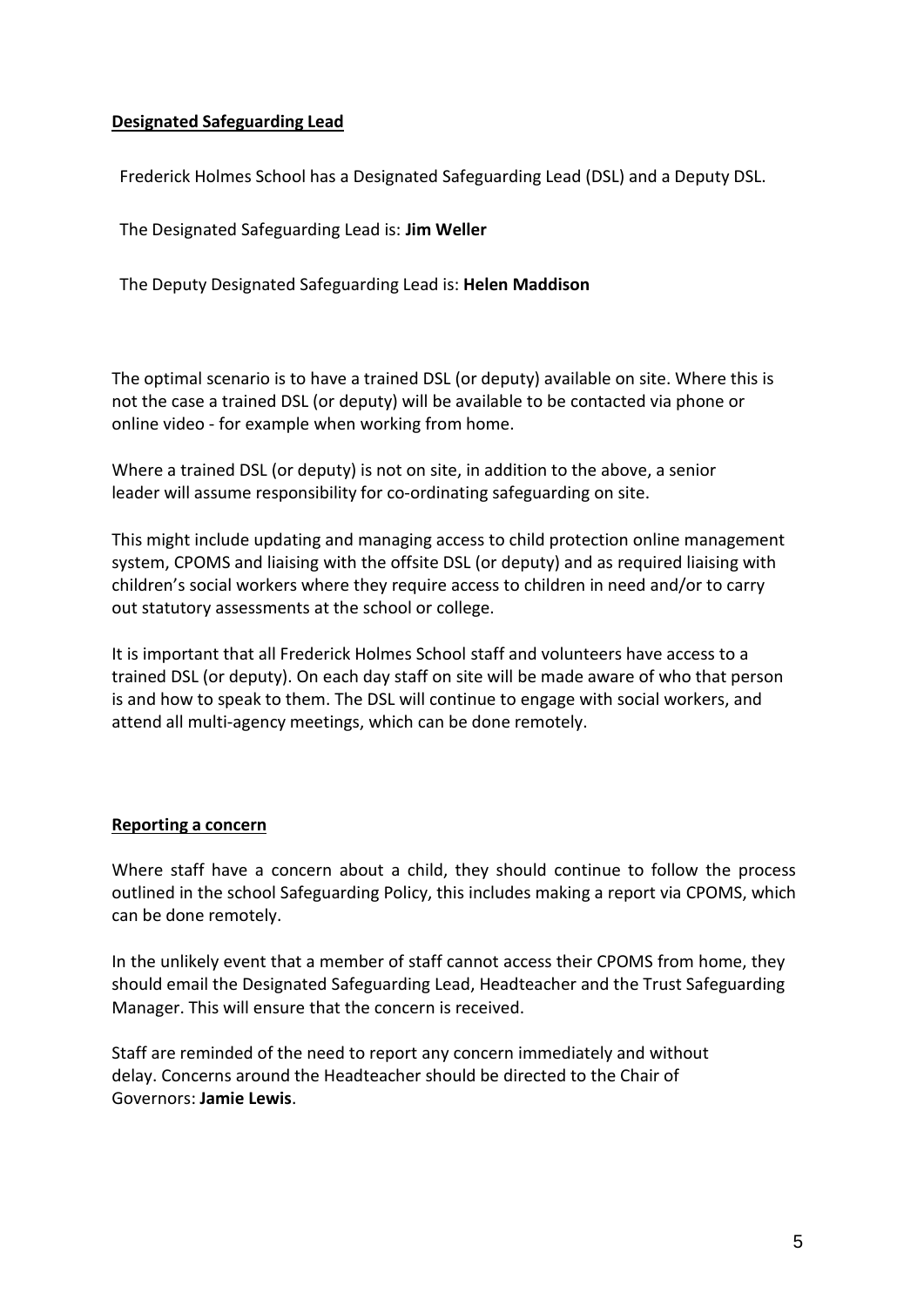## Designated Safeguarding Lead

Frederick Holmes School has a Designated Safeguarding Lead (DSL) and a Deputy DSL.

The Designated Safeguarding Lead is: **Jim Weller**

The Deputy Designated Safeguarding Lead is: **Helen Maddison**

The optimal scenario is to have a trained DSL (or deputy) available on site. Where this is not the case a trained DSL (or deputy) will be available to be contacted via phone or online video - for example when working from home.

Where a trained DSL (or deputy) is not on site, in addition to the above, a senior leader will assume responsibility for co-ordinating safeguarding on site.

This might include updating and managing access to child protection online management system, CPOMS and liaising with the offsite DSL (or deputy) and as required liaising with children's social workers where they require access to children in need and/or to carry out statutory assessments at the school or college.

It is important that all Frederick Holmes School staff and volunteers have access to a trained DSL (or deputy). On each day staff on site will be made aware of who that person is and how to speak to them. The DSL will continue to engage with social workers, and attend all multi-agency meetings, which can be done remotely.

## Reporting a concern

Where staff have a concern about a child, they should continue to follow the process outlined in the school Safeguarding Policy, this includes making a report via CPOMS, which can be done remotely.

In the unlikely event that a member of staff cannot access their CPOMS from home, they should email the Designated Safeguarding Lead, Headteacher and the Trust Safeguarding Manager. This will ensure that the concern is received.

Staff are reminded of the need to report any concern immediately and without delay. Concerns around the Headteacher should be directed to the Chair of Governors: **Jamie Lewis**.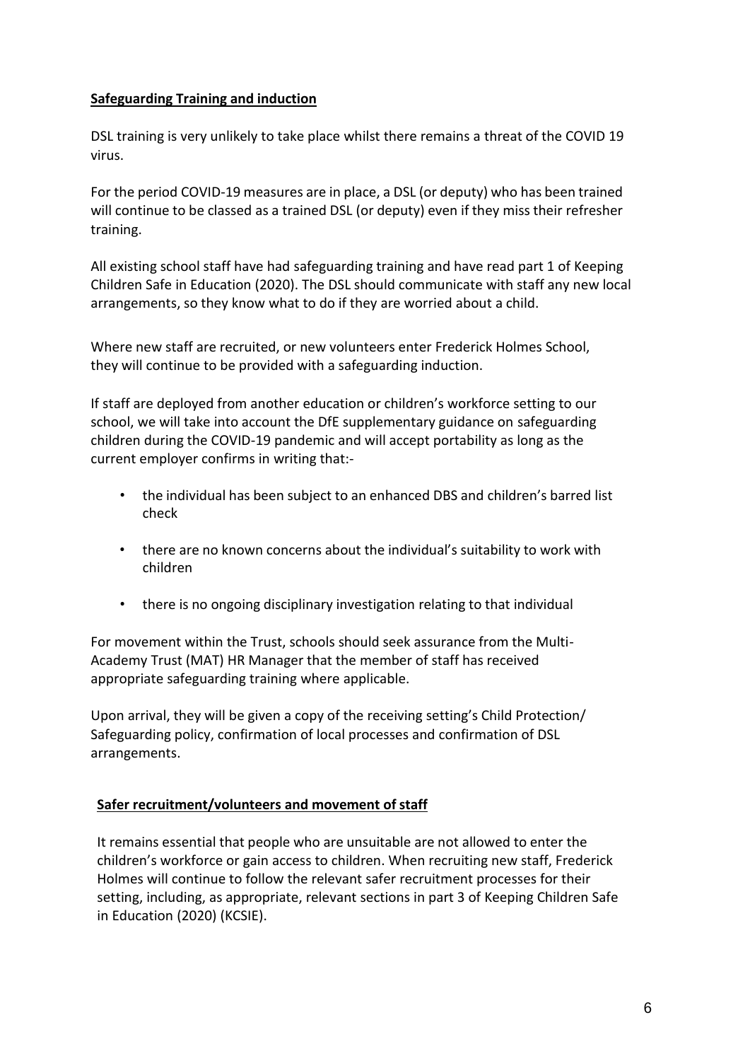**Safeguarding Training and induction**

DSL training is very unlikely to take place whilst there remains a threat of the COVID 19 virus.

For the period COVID-19 measures are in place, a DSL (or deputy) who has been trained will continue to be classed as a trained DSL (or deputy) even if they miss their refresher training.

All existing school staff have had safeguarding training and have read part 1 of Keeping Children Safe in Education (2020). The DSL should communicate with staff any new local arrangements, so they know what to do if they are worried about a child.

Where new staff are recruited, or new volunteers enter Frederick Holmes School, they will continue to be provided with a safeguarding induction.

If staff are deployed from another education or children's workforce setting to our school, we will take into account the DfE supplementary guidance on safeguarding children during the COVID-19 pandemic and will accept portability as long as the current employer confirms in writing that:-

- the individual has been subject to an enhanced DBS and children's barred list check
- there are no known concerns about the individual's suitability to work with children
- there is no ongoing disciplinary investigation relating to that individual

For movement within the Trust, schools should seek assurance from the Multi-Academy Trust (MAT) HR Manager that the member of staff has received appropriate safeguarding training where applicable.

Upon arrival, they will be given a copy of the receiving setting's Child Protection/ Safeguarding policy, confirmation of local processes and confirmation of DSL arrangements.

**Safer recruitment/volunteers and movement of staff**

It remains essential that people who are unsuitable are not allowed to enter the children's workforce or gain access to children. When recruiting new staff, Frederick Holmes will continue to follow the relevant safer recruitment processes for their setting, including, as appropriate, relevant sections in part 3 of Keeping Children Safe in Education (2020) (KCSIE).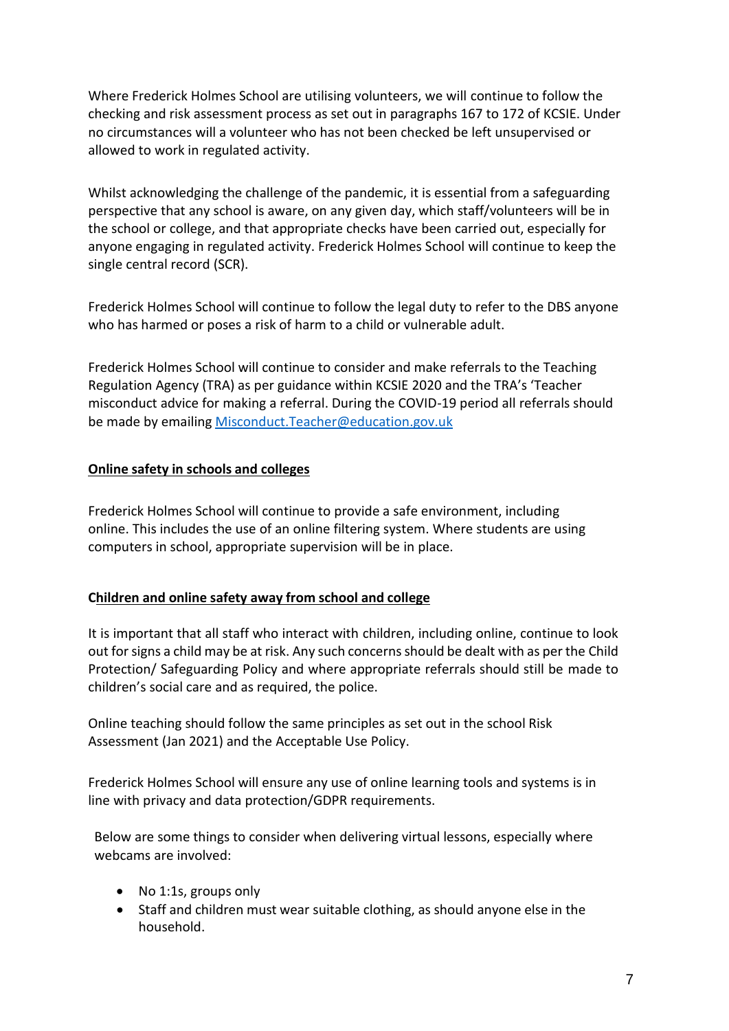Where Frederick Holmes School are utilising volunteers, we will continue to follow the checking and risk assessment process as set out in paragraphs 167 to 172 of KCSIE. Under no circumstances will a volunteer who has not been checked be left unsupervised or allowed to work in regulated activity.

Whilst acknowledging the challenge of the pandemic, it is essential from a safeguarding perspective that any school is aware, on any given day, which staff/volunteers will be in the school or college, and that appropriate checks have been carried out, especially for anyone engaging in regulated activity. Frederick Holmes School will continue to keep the single central record (SCR).

Frederick Holmes School will continue to follow the legal duty to refer to the DBS anyone who has harmed or poses a risk of harm to a child or vulnerable adult.

Frederick Holmes School will continue to consider and make referrals to the Teaching Regulation Agency (TRA) as per guidance within KCSIE 2020 and the TRA's 'Teacher misconduct advice for making a referral. During the COVID-19 period all referrals should be made by emailing [Misconduct.Teacher@education.gov.uk](mailto:Misconduct.Teacher@education.gov.uk)

**Online safety in schools and colleges**

Frederick Holmes School will continue to provide a safe environment, including online. This includes the use of an online filtering system. Where students are using computers in school, appropriate supervision will be in place.

**Children and online safety away from school and college**

It is important that all staff who interact with children, including online, continue to look out for signs a child may be at risk. Any such concerns should be dealt with as per the Child Protection/ Safeguarding Policy and where appropriate referrals should still be made to children's social care and as required, the police.

Online teaching should follow the same principles as set out in the school Risk Assessment (Jan 2021) and the Acceptable Use Policy.

Frederick Holmes School will ensure any use of online learning tools and systems is in line with privacy and data protection/GDPR requirements.

Below are some things to consider when delivering virtual lessons, especially where webcams are involved:

- No 1:1s, groups only
- Staff and children must wear suitable clothing, as should anyone else in the household.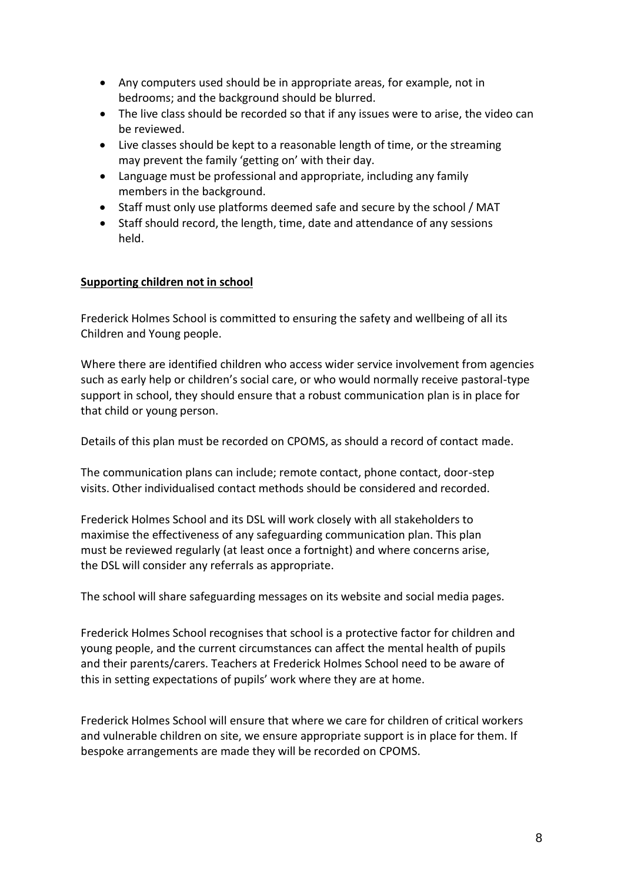- Any computers used should be in appropriate areas, for example, not in bedrooms; and the background should be blurred.
- The live class should be recorded so that if any issues were to arise, the video can be reviewed.
- Live classes should be kept to a reasonable length of time, or the streaming may prevent the family 'getting on' with their day.
- Language must be professional and appropriate, including any family members in the background.
- Staff must only use platforms deemed safe and secure by the school / MAT
- Staff should record, the length, time, date and attendance of any sessions held.

**Supporting children not in school**

Frederick Holmes School is committed to ensuring the safety and wellbeing of all its Children and Young people.

Where there are identified children who access wider service involvement from agencies such as early help or children's social care, or who would normally receive pastoral-type support in school, they should ensure that a robust communication plan is in place for that child or young person.

Details of this plan must be recorded on CPOMS, as should a record of contact made.

The communication plans can include; remote contact, phone contact, door-step visits. Other individualised contact methods should be considered and recorded.

Frederick Holmes School and its DSL will work closely with all stakeholders to maximise the effectiveness of any safeguarding communication plan. This plan must be reviewed regularly (at least once a fortnight) and where concerns arise, the DSL will consider any referrals as appropriate.

The school will share safeguarding messages on its website and social media pages.

Frederick Holmes School recognises that school is a protective factor for children and young people, and the current circumstances can affect the mental health of pupils and their parents/carers. Teachers at Frederick Holmes School need to be aware of this in setting expectations of pupils' work where they are at home.

Frederick Holmes School will ensure that where we care for children of critical workers and vulnerable children on site, we ensure appropriate support is in place for them. If bespoke arrangements are made they will be recorded on CPOMS.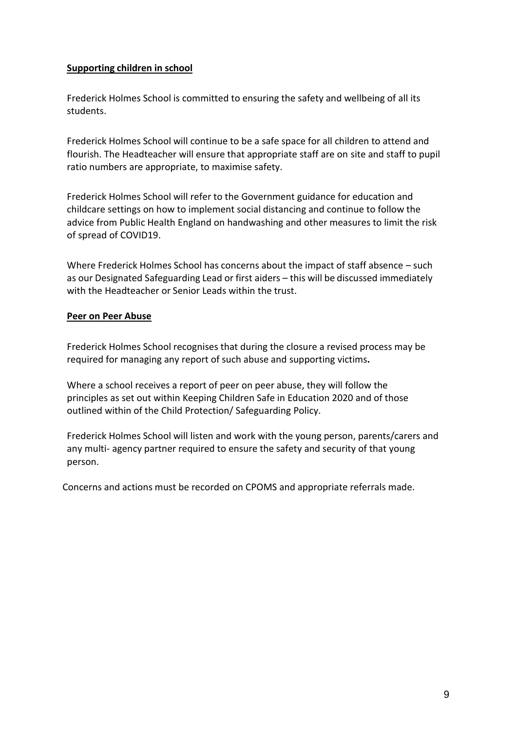**Supporting children in school**

Frederick Holmes School is committed to ensuring the safety and wellbeing of all its students.

Frederick Holmes School will continue to be a safe space for all children to attend and flourish. The Headteacher will ensure that appropriate staff are on site and staff to pupil ratio numbers are appropriate, to maximise safety.

Frederick Holmes School will refer to the Government guidance for education and childcare settings on how to implement social distancing and continue to follow the advice from Public Health England on handwashing and other measures to limit the risk of spread of COVID19.

Where Frederick Holmes School has concerns about the impact of staff absence – such as our Designated Safeguarding Lead or first aiders – this will be discussed immediately with the Headteacher or Senior Leads within the trust.

**Peer on Peer Abuse**

Frederick Holmes School recognises that during the closure a revised process may be required for managing any report of such abuse and supporting victims**.**

Where a school receives a report of peer on peer abuse, they will follow the principles as set out within Keeping Children Safe in Education 2020 and of those outlined within of the Child Protection/ Safeguarding Policy.

Frederick Holmes School will listen and work with the young person, parents/carers and any multi- agency partner required to ensure the safety and security of that young person.

Concerns and actions must be recorded on CPOMS and appropriate referrals made.